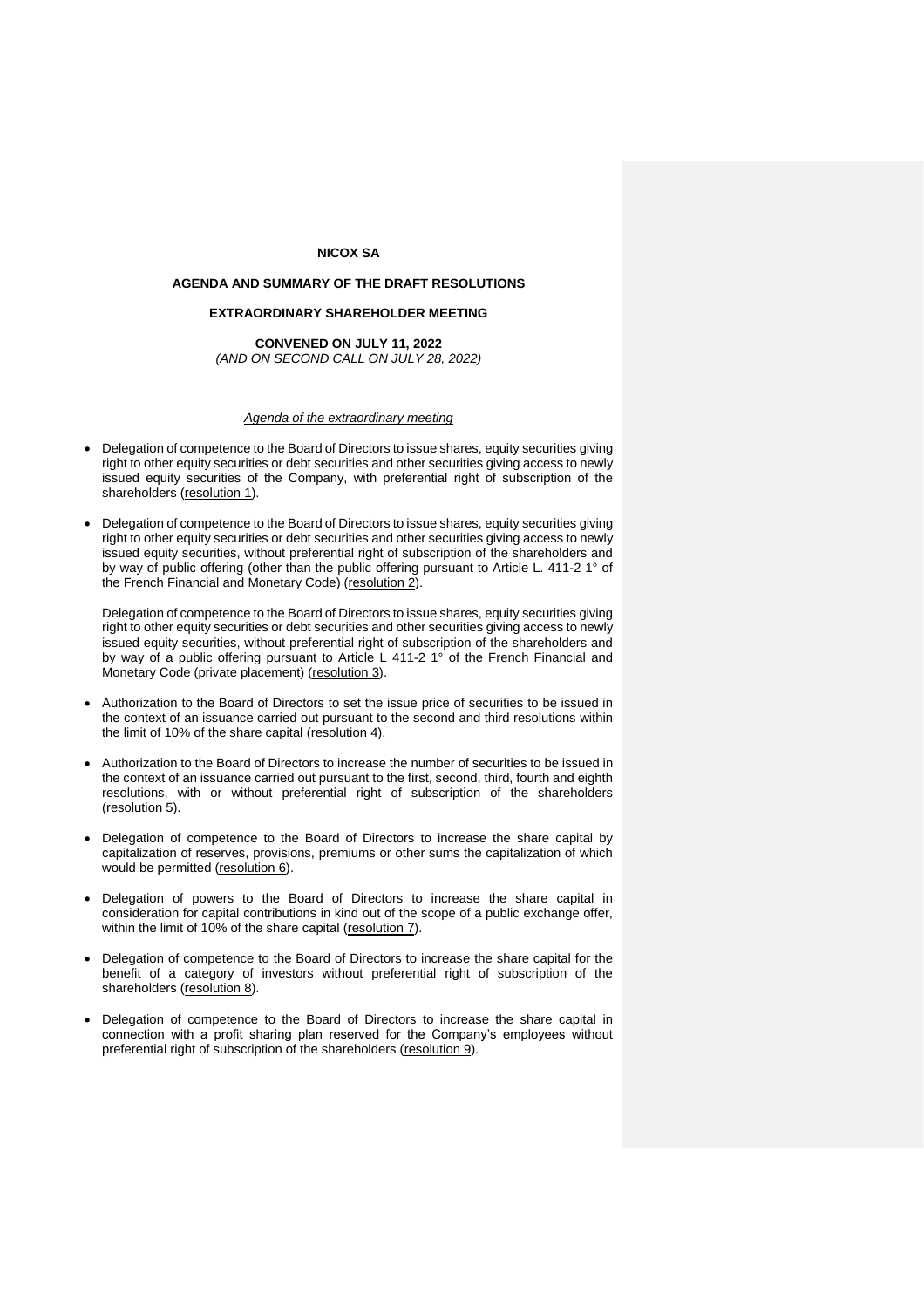**NICOX SA**

**AGENDA AND SUMMARY OF THE DRAFT RESOLUTIONS**

**EXTRAORDINARY SHAREHOLDER MEETING**

**CONVENED ON JULY 11, 2022**
*(AND ON SECOND CALL ON JULY 28, 2022)*

*Agenda of the extraordinary meeting*

- Delegation of competence to the Board of Directors to issue shares, equity securities giving right to other equity securities or debt securities and other securities giving access to newly issued equity securities of the Company, with preferential right of subscription of the shareholders (resolution 1).

- Delegation of competence to the Board of Directors to issue shares, equity securities giving right to other equity securities or debt securities and other securities giving access to newly issued equity securities, without preferential right of subscription of the shareholders and by way of public offering (other than the public offering pursuant to Article L. 411-2 1° of the French Financial and Monetary Code) (resolution 2).

  Delegation of competence to the Board of Directors to issue shares, equity securities giving right to other equity securities or debt securities and other securities giving access to newly issued equity securities, without preferential right of subscription of the shareholders and by way of a public offering pursuant to Article L 411-2 1° of the French Financial and Monetary Code (private placement) (resolution 3).

- Authorization to the Board of Directors to set the issue price of securities to be issued in the context of an issuance carried out pursuant to the second and third resolutions within the limit of 10% of the share capital (resolution 4).

- Authorization to the Board of Directors to increase the number of securities to be issued in the context of an issuance carried out pursuant to the first, second, third, fourth and eighth resolutions, with or without preferential right of subscription of the shareholders (resolution 5).

- Delegation of competence to the Board of Directors to increase the share capital by capitalization of reserves, provisions, premiums or other sums the capitalization of which would be permitted (resolution 6).

- Delegation of powers to the Board of Directors to increase the share capital in consideration for capital contributions in kind out of the scope of a public exchange offer, within the limit of 10% of the share capital (resolution 7).

- Delegation of competence to the Board of Directors to increase the share capital for the benefit of a category of investors without preferential right of subscription of the shareholders (resolution 8).

- Delegation of competence to the Board of Directors to increase the share capital in connection with a profit sharing plan reserved for the Company's employees without preferential right of subscription of the shareholders (resolution 9).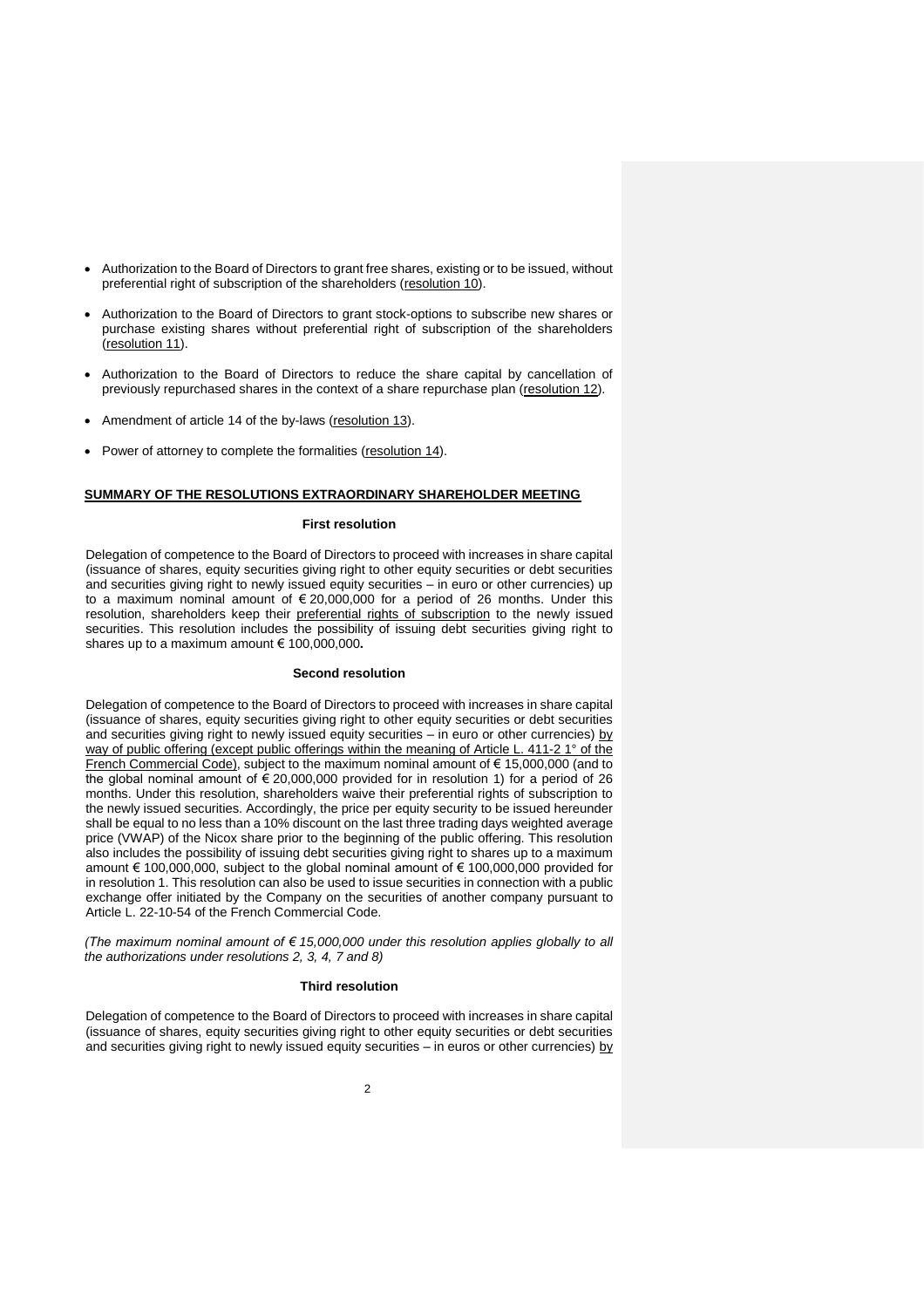- Authorization to the Board of Directors to grant free shares, existing or to be issued, without preferential right of subscription of the shareholders (resolution 10).
- Authorization to the Board of Directors to grant stock-options to subscribe new shares or purchase existing shares without preferential right of subscription of the shareholders (resolution 11).
- Authorization to the Board of Directors to reduce the share capital by cancellation of previously repurchased shares in the context of a share repurchase plan (resolution 12).
- Amendment of article 14 of the by-laws (resolution 13).
- Power of attorney to complete the formalities (resolution 14).

**SUMMARY OF THE RESOLUTIONS EXTRAORDINARY SHAREHOLDER MEETING**

**First resolution**

Delegation of competence to the Board of Directors to proceed with increases in share capital (issuance of shares, equity securities giving right to other equity securities or debt securities and securities giving right to newly issued equity securities – in euro or other currencies) up to a maximum nominal amount of € 20,000,000 for a period of 26 months. Under this resolution, shareholders keep their preferential rights of subscription to the newly issued securities. This resolution includes the possibility of issuing debt securities giving right to shares up to a maximum amount € 100,000,000**.**

**Second resolution**

Delegation of competence to the Board of Directors to proceed with increases in share capital (issuance of shares, equity securities giving right to other equity securities or debt securities and securities giving right to newly issued equity securities – in euro or other currencies) by way of public offering (except public offerings within the meaning of Article L. 411-2 1° of the French Commercial Code), subject to the maximum nominal amount of € 15,000,000 (and to the global nominal amount of € 20,000,000 provided for in resolution 1) for a period of 26 months. Under this resolution, shareholders waive their preferential rights of subscription to the newly issued securities. Accordingly, the price per equity security to be issued hereunder shall be equal to no less than a 10% discount on the last three trading days weighted average price (VWAP) of the Nicox share prior to the beginning of the public offering. This resolution also includes the possibility of issuing debt securities giving right to shares up to a maximum amount € 100,000,000, subject to the global nominal amount of € 100,000,000 provided for in resolution 1. This resolution can also be used to issue securities in connection with a public exchange offer initiated by the Company on the securities of another company pursuant to Article L. 22-10-54 of the French Commercial Code.

*(The maximum nominal amount of € 15,000,000 under this resolution applies globally to all the authorizations under resolutions 2, 3, 4, 7 and 8)*

**Third resolution**

Delegation of competence to the Board of Directors to proceed with increases in share capital (issuance of shares, equity securities giving right to other equity securities or debt securities and securities giving right to newly issued equity securities – in euros or other currencies) by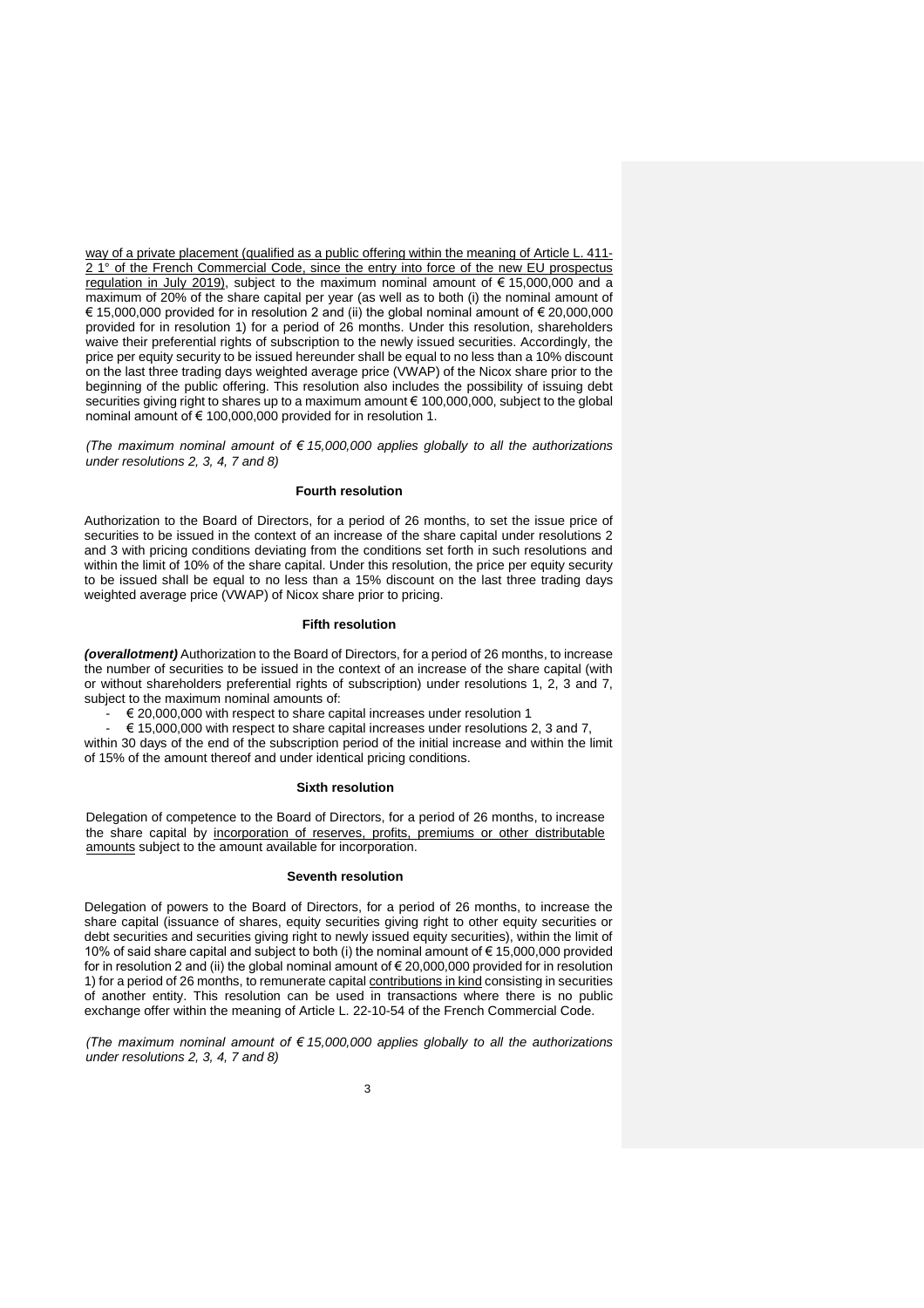way of a private placement (qualified as a public offering within the meaning of Article L. 411-2 1° of the French Commercial Code, since the entry into force of the new EU prospectus regulation in July 2019), subject to the maximum nominal amount of € 15,000,000 and a maximum of 20% of the share capital per year (as well as to both (i) the nominal amount of € 15,000,000 provided for in resolution 2 and (ii) the global nominal amount of € 20,000,000 provided for in resolution 1) for a period of 26 months. Under this resolution, shareholders waive their preferential rights of subscription to the newly issued securities. Accordingly, the price per equity security to be issued hereunder shall be equal to no less than a 10% discount on the last three trading days weighted average price (VWAP) of the Nicox share prior to the beginning of the public offering. This resolution also includes the possibility of issuing debt securities giving right to shares up to a maximum amount € 100,000,000, subject to the global nominal amount of € 100,000,000 provided for in resolution 1.

*(The maximum nominal amount of € 15,000,000 applies globally to all the authorizations under resolutions 2, 3, 4, 7 and 8)*

**Fourth resolution**

Authorization to the Board of Directors, for a period of 26 months, to set the issue price of securities to be issued in the context of an increase of the share capital under resolutions 2 and 3 with pricing conditions deviating from the conditions set forth in such resolutions and within the limit of 10% of the share capital. Under this resolution, the price per equity security to be issued shall be equal to no less than a 15% discount on the last three trading days weighted average price (VWAP) of Nicox share prior to pricing.

**Fifth resolution**

***(overallotment)*** Authorization to the Board of Directors, for a period of 26 months, to increase the number of securities to be issued in the context of an increase of the share capital (with or without shareholders preferential rights of subscription) under resolutions 1, 2, 3 and 7, subject to the maximum nominal amounts of:

- € 20,000,000 with respect to share capital increases under resolution 1
- € 15,000,000 with respect to share capital increases under resolutions 2, 3 and 7,

within 30 days of the end of the subscription period of the initial increase and within the limit of 15% of the amount thereof and under identical pricing conditions.

**Sixth resolution**

Delegation of competence to the Board of Directors, for a period of 26 months, to increase the share capital by incorporation of reserves, profits, premiums or other distributable amounts subject to the amount available for incorporation.

**Seventh resolution**

Delegation of powers to the Board of Directors, for a period of 26 months, to increase the share capital (issuance of shares, equity securities giving right to other equity securities or debt securities and securities giving right to newly issued equity securities), within the limit of 10% of said share capital and subject to both (i) the nominal amount of € 15,000,000 provided for in resolution 2 and (ii) the global nominal amount of € 20,000,000 provided for in resolution 1) for a period of 26 months, to remunerate capital contributions in kind consisting in securities of another entity. This resolution can be used in transactions where there is no public exchange offer within the meaning of Article L. 22-10-54 of the French Commercial Code.

*(The maximum nominal amount of € 15,000,000 applies globally to all the authorizations under resolutions 2, 3, 4, 7 and 8)*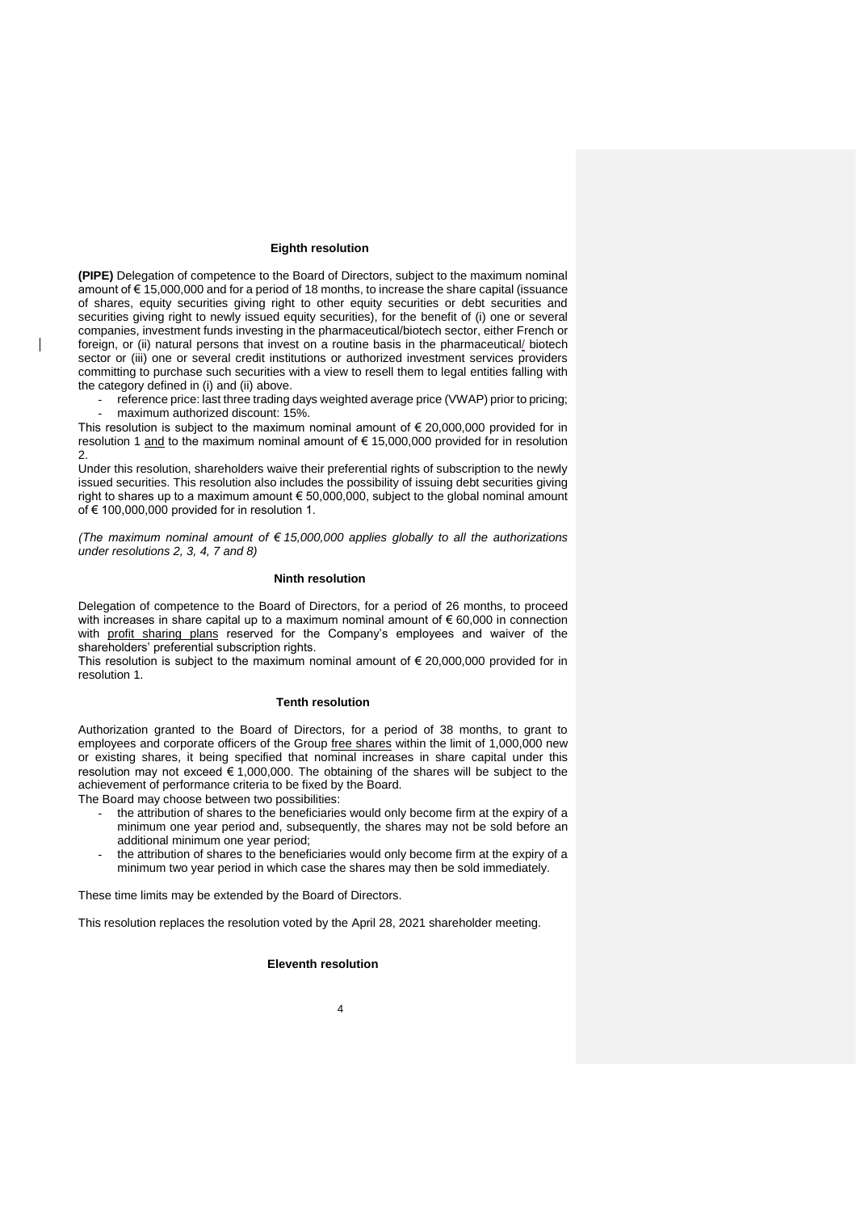### Eighth resolution

**(PIPE)** Delegation of competence to the Board of Directors, subject to the maximum nominal amount of € 15,000,000 and for a period of 18 months, to increase the share capital (issuance of shares, equity securities giving right to other equity securities or debt securities and securities giving right to newly issued equity securities), for the benefit of (i) one or several companies, investment funds investing in the pharmaceutical/biotech sector, either French or foreign, or (ii) natural persons that invest on a routine basis in the pharmaceutical/ biotech sector or (iii) one or several credit institutions or authorized investment services providers committing to purchase such securities with a view to resell them to legal entities falling with the category defined in (i) and (ii) above.

- reference price: last three trading days weighted average price (VWAP) prior to pricing;
- maximum authorized discount: 15%.

This resolution is subject to the maximum nominal amount of € 20,000,000 provided for in resolution 1 and to the maximum nominal amount of € 15,000,000 provided for in resolution 2.

Under this resolution, shareholders waive their preferential rights of subscription to the newly issued securities. This resolution also includes the possibility of issuing debt securities giving right to shares up to a maximum amount € 50,000,000, subject to the global nominal amount of € 100,000,000 provided for in resolution 1.

*(The maximum nominal amount of € 15,000,000 applies globally to all the authorizations under resolutions 2, 3, 4, 7 and 8)*

### Ninth resolution

Delegation of competence to the Board of Directors, for a period of 26 months, to proceed with increases in share capital up to a maximum nominal amount of € 60,000 in connection with profit sharing plans reserved for the Company's employees and waiver of the shareholders' preferential subscription rights.

This resolution is subject to the maximum nominal amount of € 20,000,000 provided for in resolution 1.

### Tenth resolution

Authorization granted to the Board of Directors, for a period of 38 months, to grant to employees and corporate officers of the Group free shares within the limit of 1,000,000 new or existing shares, it being specified that nominal increases in share capital under this resolution may not exceed € 1,000,000. The obtaining of the shares will be subject to the achievement of performance criteria to be fixed by the Board.

The Board may choose between two possibilities:

- the attribution of shares to the beneficiaries would only become firm at the expiry of a minimum one year period and, subsequently, the shares may not be sold before an additional minimum one year period;
- the attribution of shares to the beneficiaries would only become firm at the expiry of a minimum two year period in which case the shares may then be sold immediately.

These time limits may be extended by the Board of Directors.

This resolution replaces the resolution voted by the April 28, 2021 shareholder meeting.

### Eleventh resolution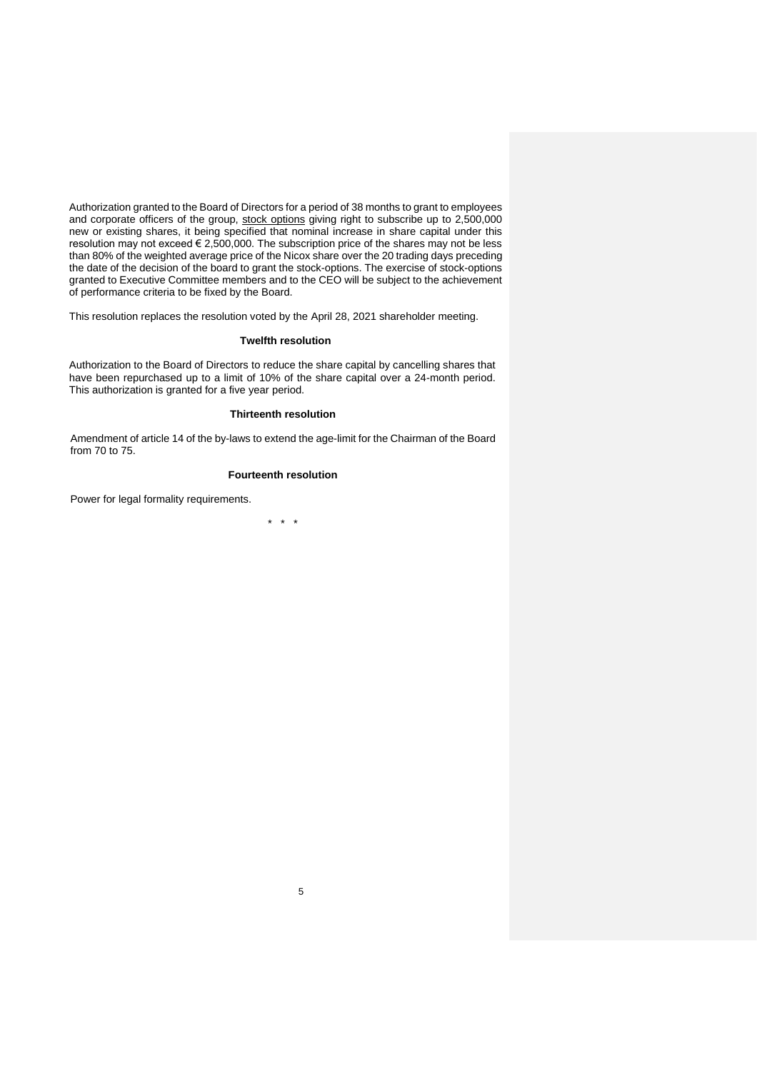Authorization granted to the Board of Directors for a period of 38 months to grant to employees and corporate officers of the group, stock options giving right to subscribe up to 2,500,000 new or existing shares, it being specified that nominal increase in share capital under this resolution may not exceed € 2,500,000. The subscription price of the shares may not be less than 80% of the weighted average price of the Nicox share over the 20 trading days preceding the date of the decision of the board to grant the stock-options. The exercise of stock-options granted to Executive Committee members and to the CEO will be subject to the achievement of performance criteria to be fixed by the Board.

This resolution replaces the resolution voted by the April 28, 2021 shareholder meeting.

**Twelfth resolution**

Authorization to the Board of Directors to reduce the share capital by cancelling shares that have been repurchased up to a limit of 10% of the share capital over a 24-month period. This authorization is granted for a five year period.

**Thirteenth resolution**

Amendment of article 14 of the by-laws to extend the age-limit for the Chairman of the Board from 70 to 75.

**Fourteenth resolution**

Power for legal formality requirements.

\* \* \*